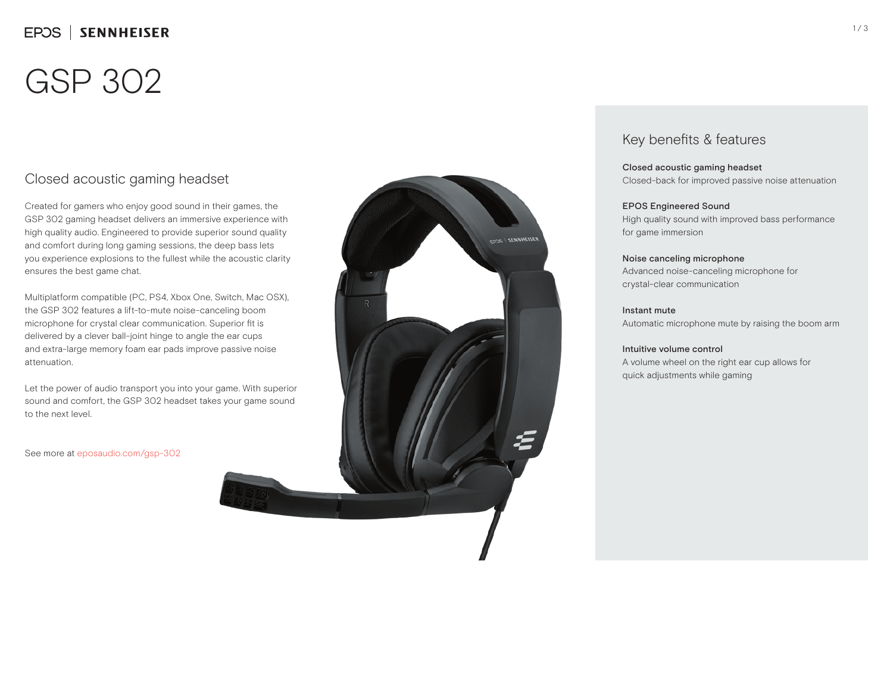EPOS | SENNHEISER

# GSP 302

## Closed acoustic gaming headset

Created for gamers who enjoy good sound in their games, the GSP 302 gaming headset delivers an immersive experience with high quality audio. Engineered to provide superior sound quality and comfort during long gaming sessions, the deep bass lets you experience explosions to the fullest while the acoustic clarity ensures the best game chat.

Multiplatform compatible (PC, PS4, Xbox One, Switch, Mac OSX), the GSP 302 features a lift-to-mute noise-canceling boom microphone for crystal clear communication. Superior fit is delivered by a clever ball-joint hinge to angle the ear cups and extra-large memory foam ear pads improve passive noise attenuation.

Let the power of audio transport you into your game. With superior sound and comfort, the GSP 302 headset takes your game sound to the next level.

See more at eposaudio.com/gsp-302

## Key benefits & features

**Closed acoustic gaming headset**
Closed-back for improved passive noise attenuation

**EPOS Engineered Sound**
High quality sound with improved bass performance for game immersion

**Noise canceling microphone**
Advanced noise-canceling microphone for crystal-clear communication

**Instant mute**
Automatic microphone mute by raising the boom arm

**Intuitive volume control**
A volume wheel on the right ear cup allows for quick adjustments while gaming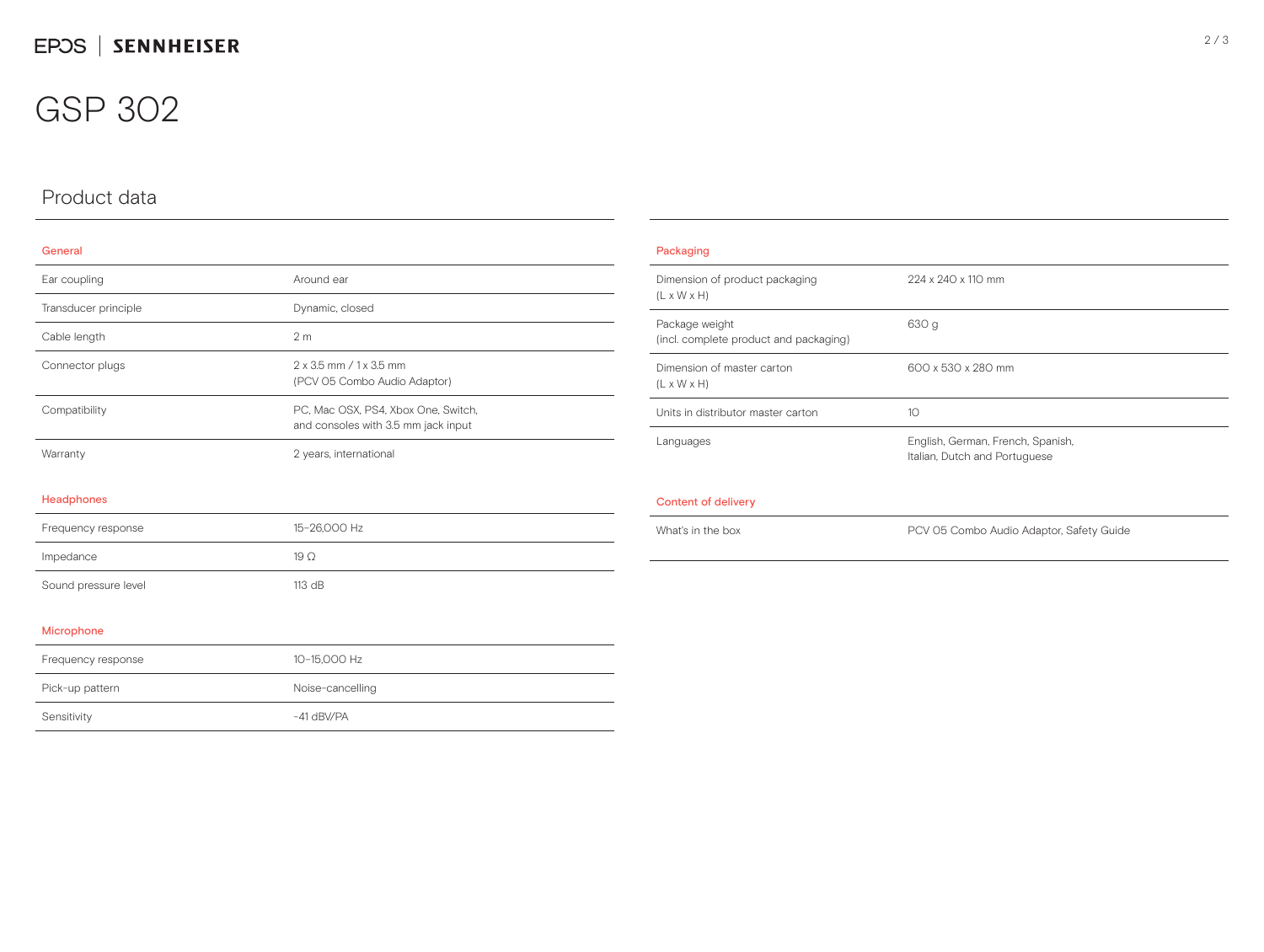# GSP 302

## Product data

### General

| | |
|---|---|
| Ear coupling | Around ear |
| Transducer principle | Dynamic, closed |
| Cable length | 2 m |
| Connector plugs | 2 x 3.5 mm / 1 x 3.5 mm (PCV 05 Combo Audio Adaptor) |
| Compatibility | PC, Mac OSX, PS4, Xbox One, Switch, and consoles with 3.5 mm jack input |
| Warranty | 2 years, international |

### Headphones

| | |
|---|---|
| Frequency response | 15–26,000 Hz |
| Impedance | 19 Ω |
| Sound pressure level | 113 dB |

### Microphone

| | |
|---|---|
| Frequency response | 10–15,000 Hz |
| Pick-up pattern | Noise-cancelling |
| Sensitivity | -41 dBV/PA |

### Packaging

| | |
|---|---|
| Dimension of product packaging (L x W x H) | 224 x 240 x 110 mm |
| Package weight (incl. complete product and packaging) | 630 g |
| Dimension of master carton (L x W x H) | 600 x 530 x 280 mm |
| Units in distributor master carton | 10 |
| Languages | English, German, French, Spanish, Italian, Dutch and Portuguese |

### Content of delivery

| | |
|---|---|
| What's in the box | PCV 05 Combo Audio Adaptor, Safety Guide |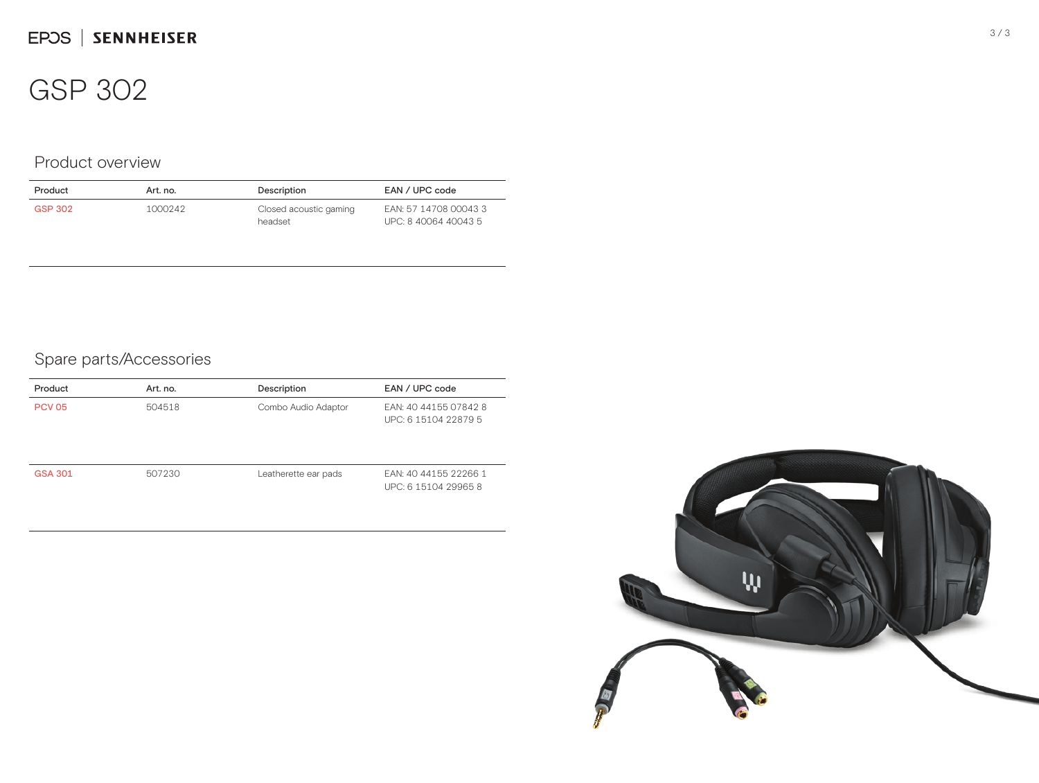# GSP 302

## Product overview

| Product | Art. no. | Description | EAN / UPC code |
|---|---|---|---|
| GSP 302 | 1000242 | Closed acoustic gaming headset | EAN: 57 14708 00043 3<br>UPC: 8 40064 40043 5 |

## Spare parts/Accessories

| Product | Art. no. | Description | EAN / UPC code |
|---|---|---|---|
| PCV 05 | 504518 | Combo Audio Adaptor | EAN: 40 44155 07842 8<br>UPC: 6 15104 22879 5 |
| GSA 301 | 507230 | Leatherette ear pads | EAN: 40 44155 22266 1<br>UPC: 6 15104 29965 8 |